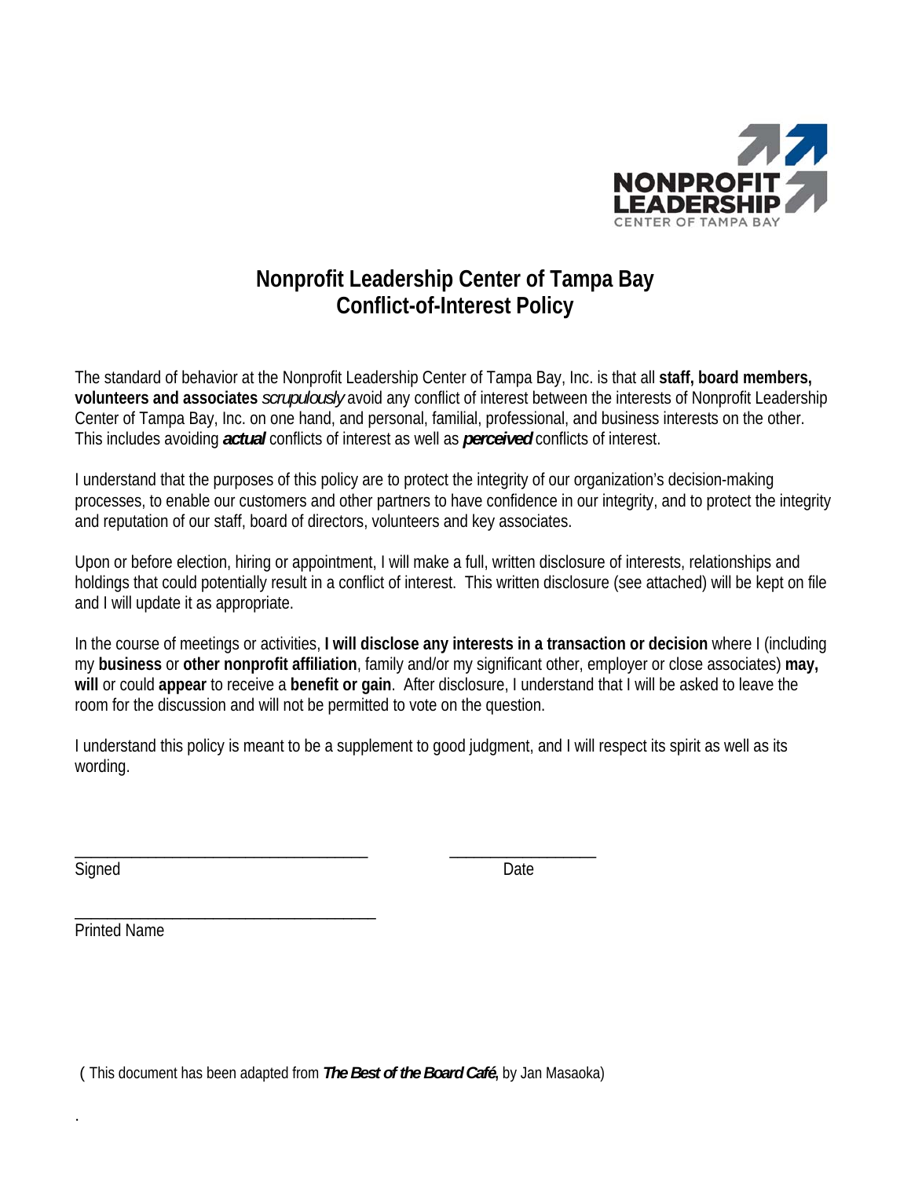# Nonprofit Leadership Center of Tampa Bay
# Conflict-of-Interest Policy

The standard of behavior at the Nonprofit Leadership Center of Tampa Bay, Inc. is that all **staff, board members, volunteers and associates** *scrupulously* avoid any conflict of interest between the interests of Nonprofit Leadership Center of Tampa Bay, Inc. on one hand, and personal, familial, professional, and business interests on the other. This includes avoiding ***actual*** conflicts of interest as well as ***perceived*** conflicts of interest.

I understand that the purposes of this policy are to protect the integrity of our organization's decision-making processes, to enable our customers and other partners to have confidence in our integrity, and to protect the integrity and reputation of our staff, board of directors, volunteers and key associates.

Upon or before election, hiring or appointment, I will make a full, written disclosure of interests, relationships and holdings that could potentially result in a conflict of interest. This written disclosure (see attached) will be kept on file and I will update it as appropriate.

In the course of meetings or activities, **I will disclose any interests in a transaction or decision** where I (including my **business** or **other nonprofit affiliation**, family and/or my significant other, employer or close associates) **may, will** or could **appear** to receive a **benefit or gain**. After disclosure, I understand that I will be asked to leave the room for the discussion and will not be permitted to vote on the question.

I understand this policy is meant to be a supplement to good judgment, and I will respect its spirit as well as its wording.

\_\_\_\_\_\_\_\_\_\_\_\_\_\_\_\_\_\_\_\_\_\_\_\_\_\_\_\_\_\_\_\_\_\_\_\_ &nbsp;&nbsp;&nbsp;&nbsp;&nbsp;&nbsp;&nbsp;&nbsp; \_\_\_\_\_\_\_\_\_\_\_\_\_\_\_\_\_\_
Signed &nbsp;&nbsp;&nbsp;&nbsp;&nbsp;&nbsp;&nbsp;&nbsp;&nbsp;&nbsp;&nbsp;&nbsp;&nbsp;&nbsp;&nbsp;&nbsp;&nbsp;&nbsp;&nbsp;&nbsp;&nbsp;&nbsp;&nbsp;&nbsp;&nbsp;&nbsp;&nbsp;&nbsp;&nbsp;&nbsp;&nbsp;&nbsp;&nbsp;&nbsp;&nbsp;&nbsp;&nbsp;&nbsp;&nbsp;&nbsp;&nbsp;&nbsp;&nbsp;&nbsp;&nbsp;&nbsp;&nbsp;&nbsp;&nbsp;&nbsp; Date

\_\_\_\_\_\_\_\_\_\_\_\_\_\_\_\_\_\_\_\_\_\_\_\_\_\_\_\_\_\_\_\_\_\_\_\_
Printed Name

( This document has been adapted from ***The Best of the Board Café*,** by Jan Masaoka)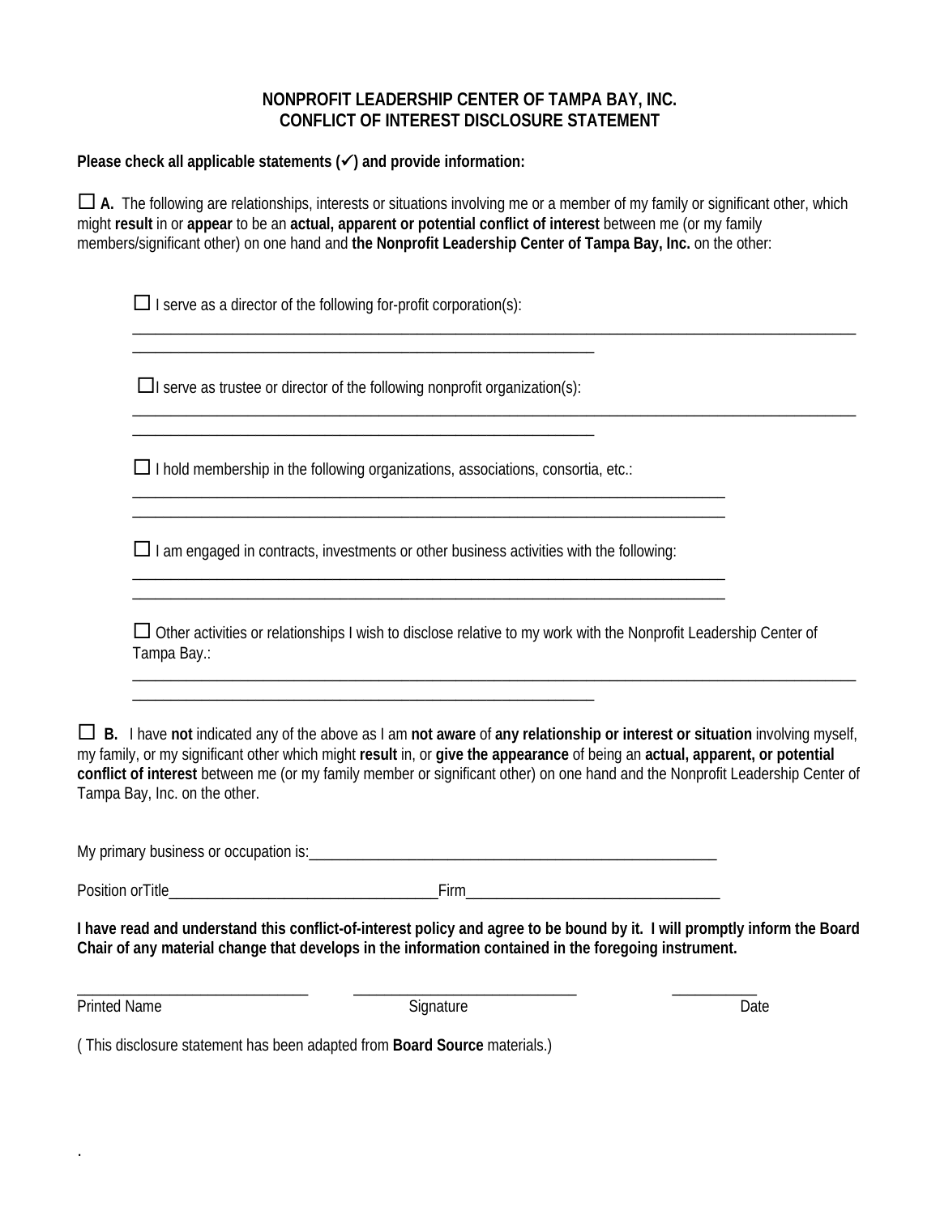# NONPROFIT LEADERSHIP CENTER OF TAMPA BAY, INC.
# CONFLICT OF INTEREST DISCLOSURE STATEMENT

**Please check all applicable statements (✓) and provide information:**

☐ **A.** The following are relationships, interests or situations involving me or a member of my family or significant other, which might **result** in or **appear** to be an **actual, apparent or potential conflict of interest** between me (or my family members/significant other) on one hand and **the Nonprofit Leadership Center of Tampa Bay, Inc.** on the other:

☐ I serve as a director of the following for-profit corporation(s):

_______________________________________________________________________________
____________________________________________________

☐ I serve as trustee or director of the following nonprofit organization(s):

_______________________________________________________________________________
____________________________________________________

☐ I hold membership in the following organizations, associations, consortia, etc.:

_________________________________________________________________
_________________________________________________________________

☐ I am engaged in contracts, investments or other business activities with the following:

_________________________________________________________________
_________________________________________________________________

☐ Other activities or relationships I wish to disclose relative to my work with the Nonprofit Leadership Center of Tampa Bay.:

_______________________________________________________________________________
____________________________________________________

☐ **B.** I have **not** indicated any of the above as I am **not aware** of **any relationship or interest or situation** involving myself, my family, or my significant other which might **result** in, or **give the appearance** of being an **actual, apparent, or potential conflict of interest** between me (or my family member or significant other) on one hand and the Nonprofit Leadership Center of Tampa Bay, Inc. on the other.

My primary business or occupation is:_____________________________________________

Position orTitle______________________________Firm_____________________________

**I have read and understand this conflict-of-interest policy and agree to be bound by it. I will promptly inform the Board Chair of any material change that develops in the information contained in the foregoing instrument.**

___________________________ ___________________________ __________

Printed Name Signature Date

( This disclosure statement has been adapted from **Board Source** materials.)

.